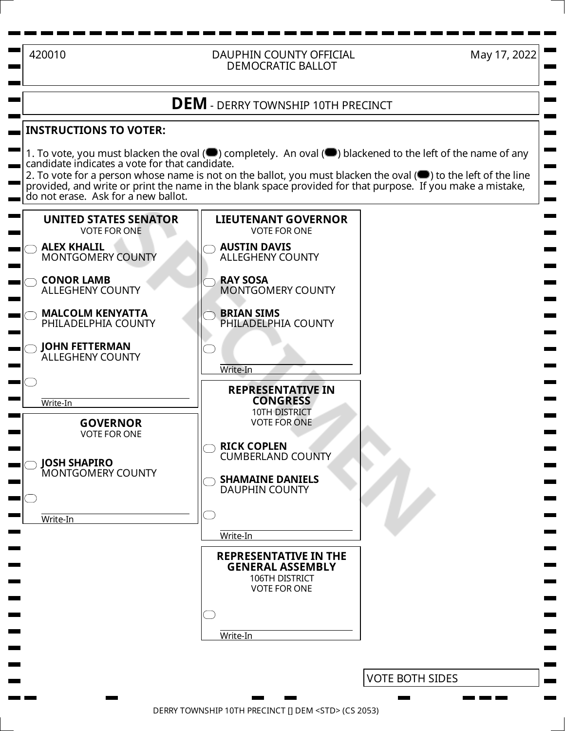420010

DAUPHIN COUNTY OFFICIAL
DEMOCRATIC BALLOT

May 17, 2022

# DEM - DERRY TOWNSHIP 10TH PRECINCT

**INSTRUCTIONS TO VOTER:**

1. To vote, you must blacken the oval (⬬) completely. An oval (⬬) blackened to the left of the name of any candidate indicates a vote for that candidate.
2. To vote for a person whose name is not on the ballot, you must blacken the oval (⬬) to the left of the line provided, and write or print the name in the blank space provided for that purpose. If you make a mistake, do not erase. Ask for a new ballot.

## UNITED STATES SENATOR
VOTE FOR ONE

- ⬭ **ALEX KHALIL** MONTGOMERY COUNTY
- ⬭ **CONOR LAMB** ALLEGHENY COUNTY
- ⬭ **MALCOLM KENYATTA** PHILADELPHIA COUNTY
- ⬭ **JOHN FETTERMAN** ALLEGHENY COUNTY
- ⬭ ____________ Write-In

## GOVERNOR
VOTE FOR ONE

- ⬭ **JOSH SHAPIRO** MONTGOMERY COUNTY
- ⬭ ____________ Write-In

## LIEUTENANT GOVERNOR
VOTE FOR ONE

- ⬭ **AUSTIN DAVIS** ALLEGHENY COUNTY
- ⬭ **RAY SOSA** MONTGOMERY COUNTY
- ⬭ **BRIAN SIMS** PHILADELPHIA COUNTY
- ⬭ ____________ Write-In

## REPRESENTATIVE IN CONGRESS
10TH DISTRICT
VOTE FOR ONE

- ⬭ **RICK COPLEN** CUMBERLAND COUNTY
- ⬭ **SHAMAINE DANIELS** DAUPHIN COUNTY
- ⬭ ____________ Write-In

## REPRESENTATIVE IN THE GENERAL ASSEMBLY
106TH DISTRICT
VOTE FOR ONE

- ⬭ ____________ Write-In

VOTE BOTH SIDES

DERRY TOWNSHIP 10TH PRECINCT [] DEM <STD> (CS 2053)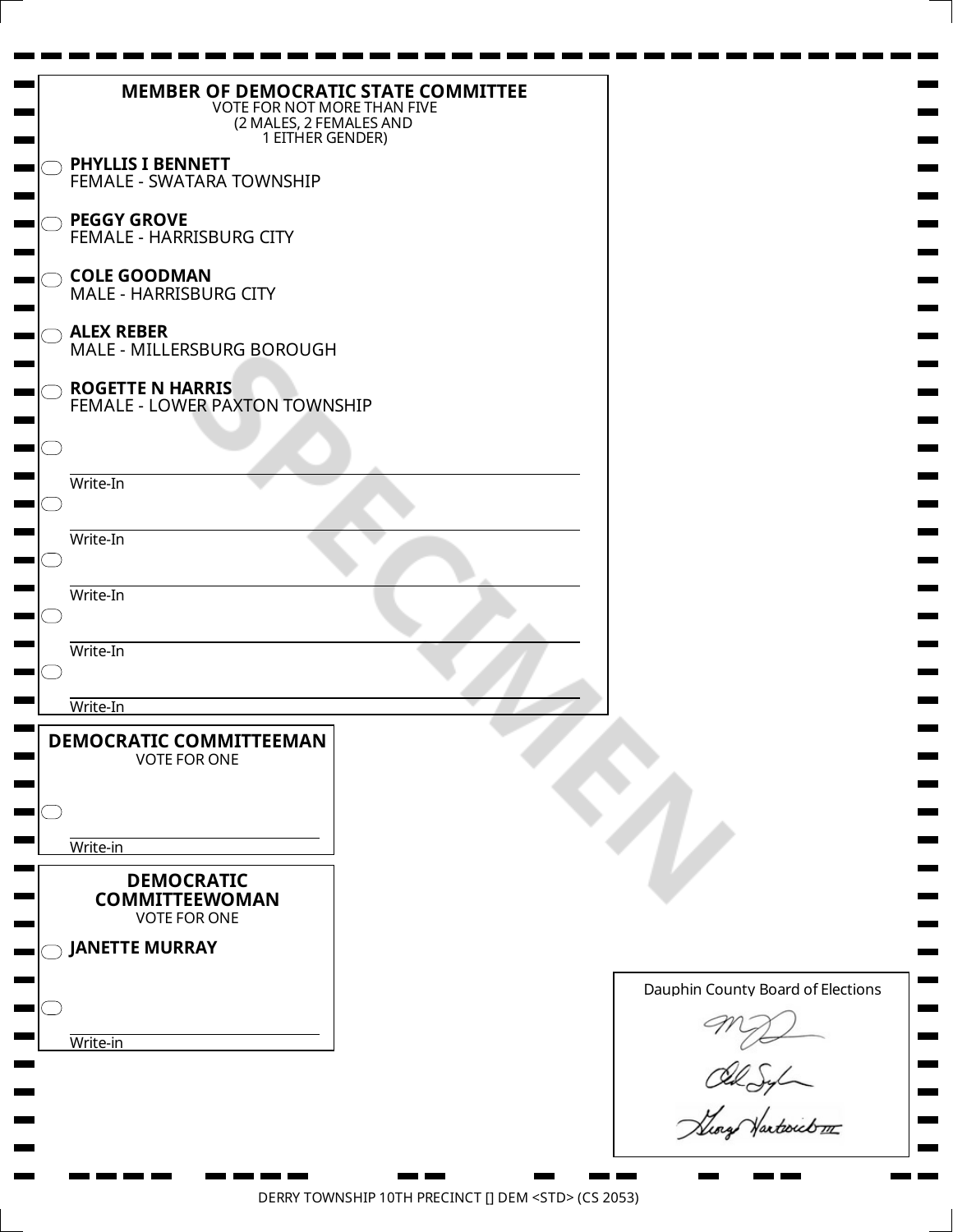## MEMBER OF DEMOCRATIC STATE COMMITTEE

VOTE FOR NOT MORE THAN FIVE
(2 MALES, 2 FEMALES AND
1 EITHER GENDER)

- **PHYLLIS I BENNETT**
  FEMALE - SWATARA TOWNSHIP
- **PEGGY GROVE**
  FEMALE - HARRISBURG CITY
- **COLE GOODMAN**
  MALE - HARRISBURG CITY
- **ALEX REBER**
  MALE - MILLERSBURG BOROUGH
- **ROGETTE N HARRIS**
  FEMALE - LOWER PAXTON TOWNSHIP
- Write-In
- Write-In
- Write-In
- Write-In
- Write-In

## DEMOCRATIC COMMITTEEMAN

VOTE FOR ONE

- Write-in

## DEMOCRATIC COMMITTEEWOMAN

VOTE FOR ONE

- **JANETTE MURRAY**
- Write-in

Dauphin County Board of Elections

DERRY TOWNSHIP 10TH PRECINCT [] DEM <STD> (CS 2053)